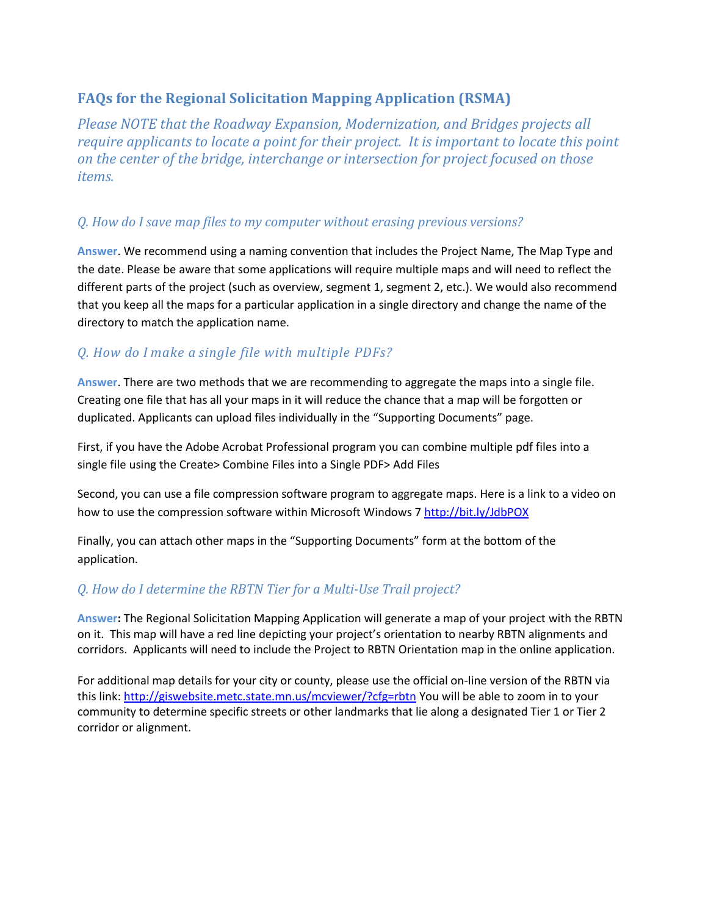# FAQs for the Regional Solicitation Mapping Application (RSMA)

*Please NOTE that the Roadway Expansion, Modernization, and Bridges projects all require applicants to locate a point for their project. It is important to locate this point on the center of the bridge, interchange or intersection for project focused on those items.*

### *Q. How do I save map files to my computer without erasing previous versions?*

**Answer**. We recommend using a naming convention that includes the Project Name, The Map Type and the date. Please be aware that some applications will require multiple maps and will need to reflect the different parts of the project (such as overview, segment 1, segment 2, etc.). We would also recommend that you keep all the maps for a particular application in a single directory and change the name of the directory to match the application name.

### *Q. How do I make a single file with multiple PDFs?*

**Answer**. There are two methods that we are recommending to aggregate the maps into a single file. Creating one file that has all your maps in it will reduce the chance that a map will be forgotten or duplicated. Applicants can upload files individually in the “Supporting Documents” page.

First, if you have the Adobe Acrobat Professional program you can combine multiple pdf files into a single file using the Create> Combine Files into a Single PDF> Add Files

Second, you can use a file compression software program to aggregate maps. Here is a link to a video on how to use the compression software within Microsoft Windows 7 [http://bit.ly/JdbPOX](http://bit.ly/JdbPOX)

Finally, you can attach other maps in the “Supporting Documents” form at the bottom of the application.

### *Q. How do I determine the RBTN Tier for a Multi-Use Trail project?*

**Answer:** The Regional Solicitation Mapping Application will generate a map of your project with the RBTN on it. This map will have a red line depicting your project’s orientation to nearby RBTN alignments and corridors. Applicants will need to include the Project to RBTN Orientation map in the online application.

For additional map details for your city or county, please use the official on-line version of the RBTN via this link: [http://giswebsite.metc.state.mn.us/mcviewer/?cfg=rbtn](http://giswebsite.metc.state.mn.us/mcviewer/?cfg=rbtn) You will be able to zoom in to your community to determine specific streets or other landmarks that lie along a designated Tier 1 or Tier 2 corridor or alignment.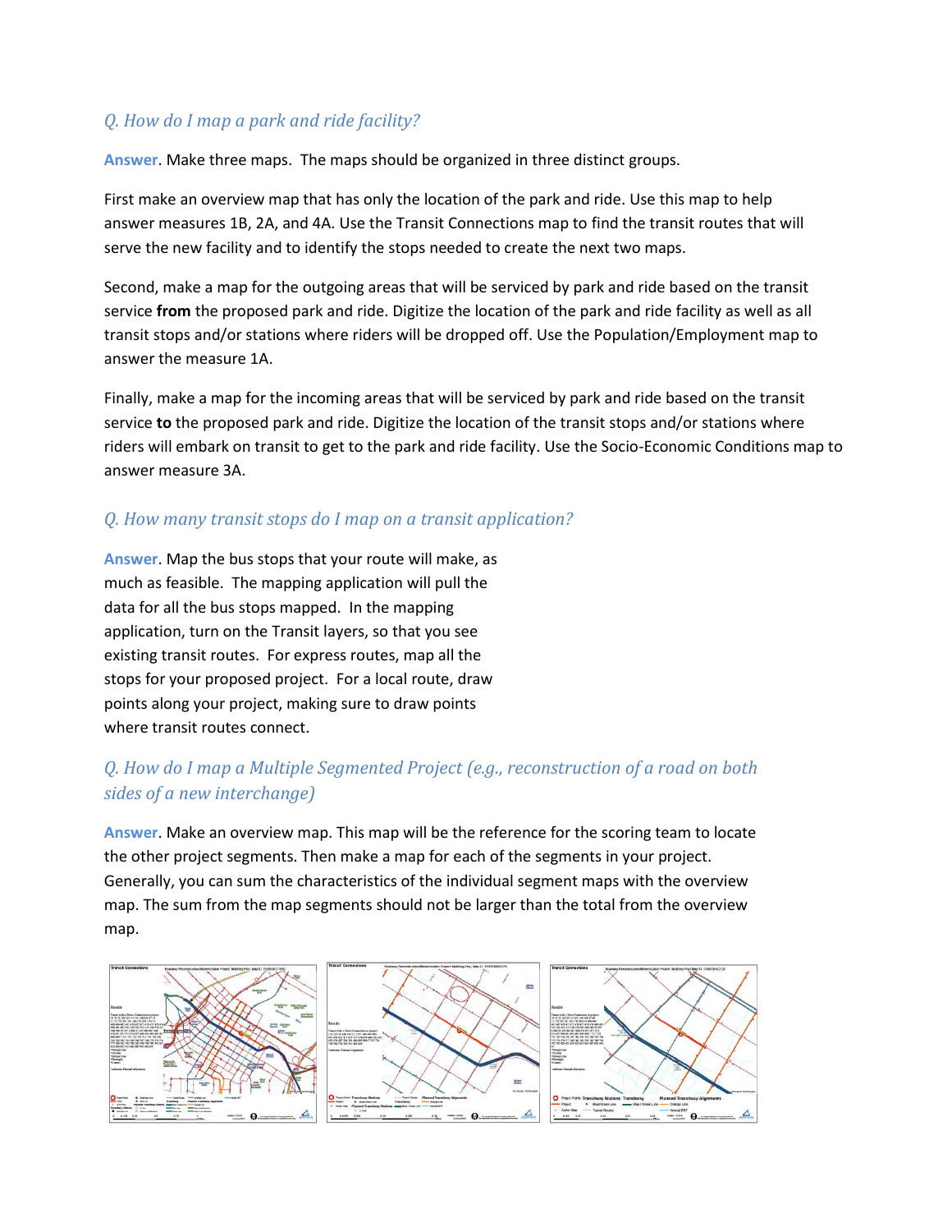### *Q. How do I map a park and ride facility?*

**Answer**. Make three maps. The maps should be organized in three distinct groups.

First make an overview map that has only the location of the park and ride. Use this map to help answer measures 1B, 2A, and 4A. Use the Transit Connections map to find the transit routes that will serve the new facility and to identify the stops needed to create the next two maps.

Second, make a map for the outgoing areas that will be serviced by park and ride based on the transit service **from** the proposed park and ride. Digitize the location of the park and ride facility as well as all transit stops and/or stations where riders will be dropped off. Use the Population/Employment map to answer the measure 1A.

Finally, make a map for the incoming areas that will be serviced by park and ride based on the transit service **to** the proposed park and ride. Digitize the location of the transit stops and/or stations where riders will embark on transit to get to the park and ride facility. Use the Socio-Economic Conditions map to answer measure 3A.

### *Q. How many transit stops do I map on a transit application?*

**Answer**. Map the bus stops that your route will make, as much as feasible. The mapping application will pull the data for all the bus stops mapped. In the mapping application, turn on the Transit layers, so that you see existing transit routes. For express routes, map all the stops for your proposed project. For a local route, draw points along your project, making sure to draw points where transit routes connect.

### *Q. How do I map a Multiple Segmented Project (e.g., reconstruction of a road on both sides of a new interchange)*

**Answer**. Make an overview map. This map will be the reference for the scoring team to locate the other project segments. Then make a map for each of the segments in your project. Generally, you can sum the characteristics of the individual segment maps with the overview map. The sum from the map segments should not be larger than the total from the overview map.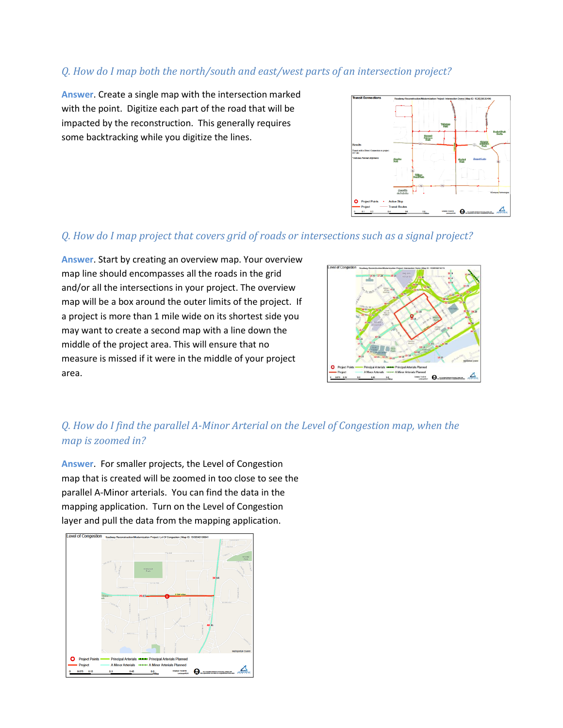*Q. How do I map both the north/south and east/west parts of an intersection project?*

**Answer**. Create a single map with the intersection marked with the point. Digitize each part of the road that will be impacted by the reconstruction. This generally requires some backtracking while you digitize the lines.

*Q. How do I map project that covers grid of roads or intersections such as a signal project?*

**Answer**. Start by creating an overview map. Your overview map line should encompasses all the roads in the grid and/or all the intersections in your project. The overview map will be a box around the outer limits of the project. If a project is more than 1 mile wide on its shortest side you may want to create a second map with a line down the middle of the project area. This will ensure that no measure is missed if it were in the middle of your project area.

*Q. How do I find the parallel A-Minor Arterial on the Level of Congestion map, when the map is zoomed in?*

**Answer**. For smaller projects, the Level of Congestion map that is created will be zoomed in too close to see the parallel A-Minor arterials. You can find the data in the mapping application. Turn on the Level of Congestion layer and pull the data from the mapping application.